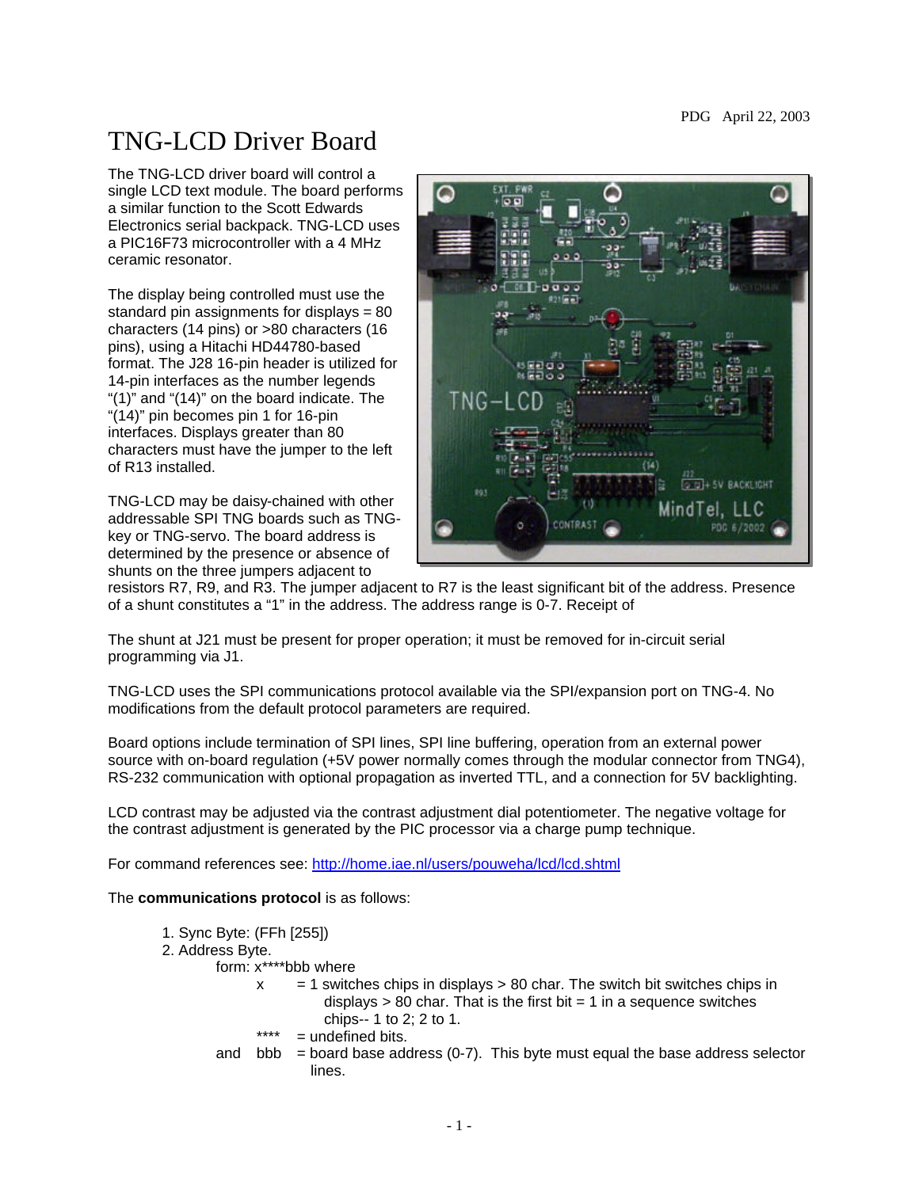PDG April 22, 2003

# TNG-LCD Driver Board

The TNG-LCD driver board will control a single LCD text module. The board performs a similar function to the Scott Edwards Electronics serial backpack. TNG-LCD uses a PIC16F73 microcontroller with a 4 MHz ceramic resonator.

The display being controlled must use the standard pin assignments for displays = 80 characters (14 pins) or >80 characters (16 pins), using a Hitachi HD44780-based format. The J28 16-pin header is utilized for 14-pin interfaces as the number legends "(1)" and "(14)" on the board indicate. The "(14)" pin becomes pin 1 for 16-pin interfaces. Displays greater than 80 characters must have the jumper to the left of R13 installed.

TNG-LCD may be daisy-chained with other addressable SPI TNG boards such as TNG-key or TNG-servo. The board address is determined by the presence or absence of shunts on the three jumpers adjacent to resistors R7, R9, and R3. The jumper adjacent to R7 is the least significant bit of the address. Presence of a shunt constitutes a "1" in the address. The address range is 0-7. Receipt of

The shunt at J21 must be present for proper operation; it must be removed for in-circuit serial programming via J1.

TNG-LCD uses the SPI communications protocol available via the SPI/expansion port on TNG-4. No modifications from the default protocol parameters are required.

Board options include termination of SPI lines, SPI line buffering, operation from an external power source with on-board regulation (+5V power normally comes through the modular connector from TNG4), RS-232 communication with optional propagation as inverted TTL, and a connection for 5V backlighting.

LCD contrast may be adjusted via the contrast adjustment dial potentiometer. The negative voltage for the contrast adjustment is generated by the PIC processor via a charge pump technique.

For command references see: [http://home.iae.nl/users/pouweha/lcd/lcd.shtml](http://home.iae.nl/users/pouweha/lcd/lcd.shtml)

The **communications protocol** is as follows:

1. Sync Byte: (FFh [255])
2. Address Byte.
   - form: x****bbb where
     - x = 1 switches chips in displays > 80 char. The switch bit switches chips in displays > 80 char. That is the first bit = 1 in a sequence switches chips-- 1 to 2; 2 to 1.
     - **** = undefined bits.
     - and bbb = board base address (0-7). This byte must equal the base address selector lines.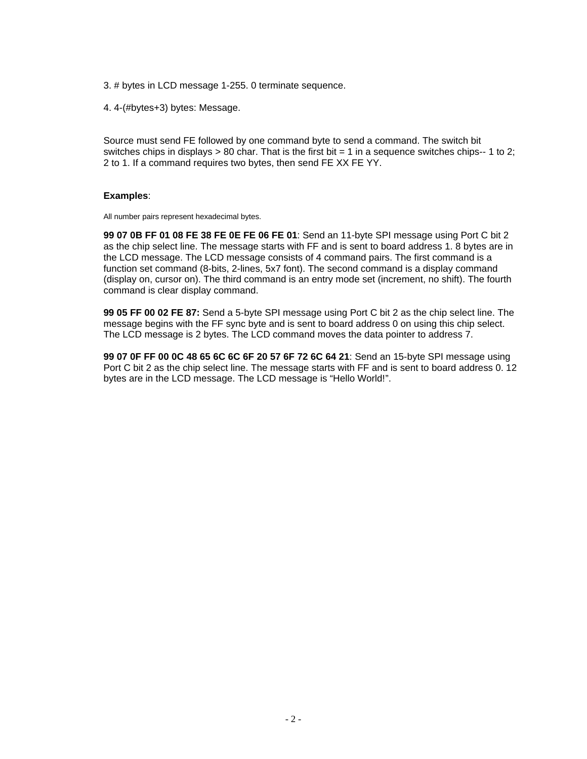3. # bytes in LCD message 1-255. 0 terminate sequence.

4. 4-(#bytes+3) bytes: Message.

Source must send FE followed by one command byte to send a command. The switch bit switches chips in displays > 80 char. That is the first bit = 1 in a sequence switches chips-- 1 to 2; 2 to 1. If a command requires two bytes, then send FE XX FE YY.

**Examples**:

All number pairs represent hexadecimal bytes.

**99 07 0B FF 01 08 FE 38 FE 0E FE 06 FE 01**: Send an 11-byte SPI message using Port C bit 2 as the chip select line. The message starts with FF and is sent to board address 1. 8 bytes are in the LCD message. The LCD message consists of 4 command pairs. The first command is a function set command (8-bits, 2-lines, 5x7 font). The second command is a display command (display on, cursor on). The third command is an entry mode set (increment, no shift). The fourth command is clear display command.

**99 05 FF 00 02 FE 87:** Send a 5-byte SPI message using Port C bit 2 as the chip select line. The message begins with the FF sync byte and is sent to board address 0 on using this chip select. The LCD message is 2 bytes. The LCD command moves the data pointer to address 7.

**99 07 0F FF 00 0C 48 65 6C 6C 6F 20 57 6F 72 6C 64 21**: Send an 15-byte SPI message using Port C bit 2 as the chip select line. The message starts with FF and is sent to board address 0. 12 bytes are in the LCD message. The LCD message is “Hello World!”.